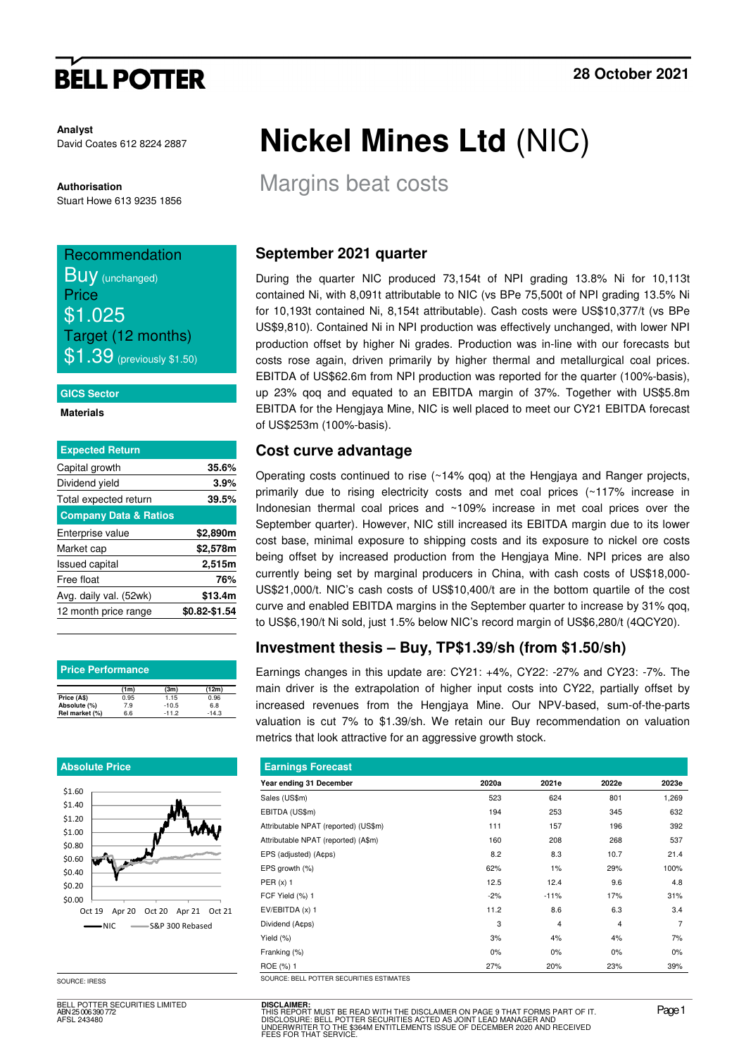**BELL POTTER**

**28 October 2021**

**Analyst**
David Coates 612 8224 2887

**Authorisation**
Stuart Howe 613 9235 1856

# Nickel Mines Ltd (NIC)

## Margins beat costs

**Recommendation**
Buy (unchanged)
**Price**
$1.025
**Target (12 months)**
$1.39 (previously $1.50)

**GICS Sector**

**Materials**

| Expected Return | |
|---|---|
| Capital growth | 35.6% |
| Dividend yield | 3.9% |
| Total expected return | 39.5% |

| Company Data & Ratios | |
|---|---|
| Enterprise value | $2,890m |
| Market cap | $2,578m |
| Issued capital | 2,515m |
| Free float | 76% |
| Avg. daily val. (52wk) | $13.4m |
| 12 month price range | $0.82-$1.54 |

**Price Performance**

| | (1m) | (3m) | (12m) |
|---|---|---|---|
| Price (A$) | 0.95 | 1.15 | 0.96 |
| Absolute (%) | 7.9 | -10.5 | 6.8 |
| Rel market (%) | 6.6 | -11.2 | -14.3 |

**Absolute Price**

SOURCE: IRESS

## September 2021 quarter

During the quarter NIC produced 73,154t of NPI grading 13.8% Ni for 10,113t contained Ni, with 8,091t attributable to NIC (vs BPe 75,500t of NPI grading 13.5% Ni for 10,193t contained Ni, 8,154t attributable). Cash costs were US$10,377/t (vs BPe US$9,810). Contained Ni in NPI production was effectively unchanged, with lower NPI production offset by higher Ni grades. Production was in-line with our forecasts but costs rose again, driven primarily by higher thermal and metallurgical coal prices. EBITDA of US$62.6m from NPI production was reported for the quarter (100%-basis), up 23% qoq and equated to an EBITDA margin of 37%. Together with US$5.8m EBITDA for the Hengjaya Mine, NIC is well placed to meet our CY21 EBITDA forecast of US$253m (100%-basis).

## Cost curve advantage

Operating costs continued to rise (~14% qoq) at the Hengjaya and Ranger projects, primarily due to rising electricity costs and met coal prices (~117% increase in Indonesian thermal coal prices and ~109% increase in met coal prices over the September quarter). However, NIC still increased its EBITDA margin due to its lower cost base, minimal exposure to shipping costs and its exposure to nickel ore costs being offset by increased production from the Hengjaya Mine. NPI prices are also currently being set by marginal producers in China, with cash costs of US$18,000-US$21,000/t. NIC's cash costs of US$10,400/t are in the bottom quartile of the cost curve and enabled EBITDA margins in the September quarter to increase by 31% qoq, to US$6,190/t Ni sold, just 1.5% below NIC's record margin of US$6,280/t (4QCY20).

## Investment thesis – Buy, TP$1.39/sh (from $1.50/sh)

Earnings changes in this update are: CY21: +4%, CY22: -27% and CY23: -7%. The main driver is the extrapolation of higher input costs into CY22, partially offset by increased revenues from the Hengjaya Mine. Our NPV-based, sum-of-the-parts valuation is cut 7% to $1.39/sh. We retain our Buy recommendation on valuation metrics that look attractive for an aggressive growth stock.

**Earnings Forecast**

| Year ending 31 December | 2020a | 2021e | 2022e | 2023e |
|---|---|---|---|---|
| Sales (US$m) | 523 | 624 | 801 | 1,269 |
| EBITDA (US$m) | 194 | 253 | 345 | 632 |
| Attributable NPAT (reported) (US$m) | 111 | 157 | 196 | 392 |
| Attributable NPAT (reported) (A$m) | 160 | 208 | 268 | 537 |
| EPS (adjusted) (A¢ps) | 8.2 | 8.3 | 10.7 | 21.4 |
| EPS growth (%) | 62% | 1% | 29% | 100% |
| PER (x) 1 | 12.5 | 12.4 | 9.6 | 4.8 |
| FCF Yield (%) 1 | -2% | -11% | 17% | 31% |
| EV/EBITDA (x) 1 | 11.2 | 8.6 | 6.3 | 3.4 |
| Dividend (A¢ps) | 3 | 4 | 4 | 7 |
| Yield (%) | 3% | 4% | 4% | 7% |
| Franking (%) | 0% | 0% | 0% | 0% |
| ROE (%) 1 | 27% | 20% | 23% | 39% |

SOURCE: BELL POTTER SECURITIES ESTIMATES

BELL POTTER SECURITIES LIMITED
ABN 25 006 390 772
AFSL 243480

**DISCLAIMER:**
THIS REPORT MUST BE READ WITH THE DISCLAIMER ON PAGE 9 THAT FORMS PART OF IT.
DISCLOSURE: BELL POTTER SECURITIES ACTED AS JOINT LEAD MANAGER AND UNDERWRITER TO THE $364M ENTITLEMENTS ISSUE OF DECEMBER 2020 AND RECEIVED FEES FOR THAT SERVICE.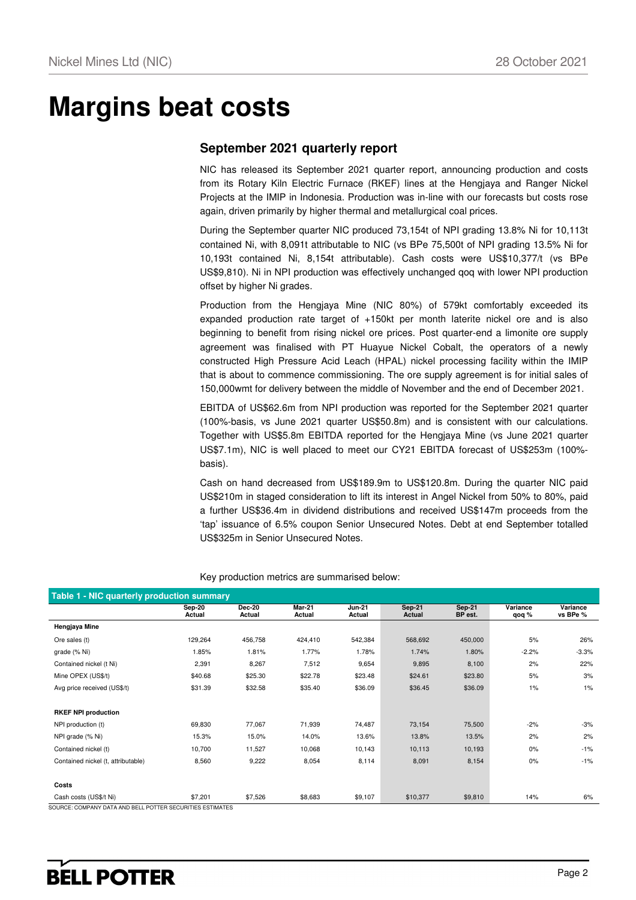# Margins beat costs

## September 2021 quarterly report

NIC has released its September 2021 quarter report, announcing production and costs from its Rotary Kiln Electric Furnace (RKEF) lines at the Hengjaya and Ranger Nickel Projects at the IMIP in Indonesia. Production was in-line with our forecasts but costs rose again, driven primarily by higher thermal and metallurgical coal prices.

During the September quarter NIC produced 73,154t of NPI grading 13.8% Ni for 10,113t contained Ni, with 8,091t attributable to NIC (vs BPe 75,500t of NPI grading 13.5% Ni for 10,193t contained Ni, 8,154t attributable). Cash costs were US$10,377/t (vs BPe US$9,810). Ni in NPI production was effectively unchanged qoq with lower NPI production offset by higher Ni grades.

Production from the Hengjaya Mine (NIC 80%) of 579kt comfortably exceeded its expanded production rate target of +150kt per month laterite nickel ore and is also beginning to benefit from rising nickel ore prices. Post quarter-end a limonite ore supply agreement was finalised with PT Huayue Nickel Cobalt, the operators of a newly constructed High Pressure Acid Leach (HPAL) nickel processing facility within the IMIP that is about to commence commissioning. The ore supply agreement is for initial sales of 150,000wmt for delivery between the middle of November and the end of December 2021.

EBITDA of US$62.6m from NPI production was reported for the September 2021 quarter (100%-basis, vs June 2021 quarter US$50.8m) and is consistent with our calculations. Together with US$5.8m EBITDA reported for the Hengjaya Mine (vs June 2021 quarter US$7.1m), NIC is well placed to meet our CY21 EBITDA forecast of US$253m (100%-basis).

Cash on hand decreased from US$189.9m to US$120.8m. During the quarter NIC paid US$210m in staged consideration to lift its interest in Angel Nickel from 50% to 80%, paid a further US$36.4m in dividend distributions and received US$147m proceeds from the 'tap' issuance of 6.5% coupon Senior Unsecured Notes. Debt at end September totalled US$325m in Senior Unsecured Notes.

Key production metrics are summarised below:

**Table 1 - NIC quarterly production summary**

| | Sep-20 Actual | Dec-20 Actual | Mar-21 Actual | Jun-21 Actual | Sep-21 Actual | Sep-21 BP est. | Variance qoq % | Variance vs BPe % |
|---|---|---|---|---|---|---|---|---|
| **Hengjaya Mine** | | | | | | | | |
| Ore sales (t) | 129,264 | 456,758 | 424,410 | 542,384 | 568,692 | 450,000 | 5% | 26% |
| grade (% Ni) | 1.85% | 1.81% | 1.77% | 1.78% | 1.74% | 1.80% | -2.2% | -3.3% |
| Contained nickel (t Ni) | 2,391 | 8,267 | 7,512 | 9,654 | 9,895 | 8,100 | 2% | 22% |
| Mine OPEX (US$/t) | $40.68 | $25.30 | $22.78 | $23.48 | $24.61 | $23.80 | 5% | 3% |
| Avg price received (US$/t) | $31.39 | $32.58 | $35.40 | $36.09 | $36.45 | $36.09 | 1% | 1% |
| | | | | | | | | |
| **RKEF NPI production** | | | | | | | | |
| NPI production (t) | 69,830 | 77,067 | 71,939 | 74,487 | 73,154 | 75,500 | -2% | -3% |
| NPI grade (% Ni) | 15.3% | 15.0% | 14.0% | 13.6% | 13.8% | 13.5% | 2% | 2% |
| Contained nickel (t) | 10,700 | 11,527 | 10,068 | 10,143 | 10,113 | 10,193 | 0% | -1% |
| Contained nickel (t, attributable) | 8,560 | 9,222 | 8,054 | 8,114 | 8,091 | 8,154 | 0% | -1% |
| | | | | | | | | |
| **Costs** | | | | | | | | |
| Cash costs (US$/t Ni) | $7,201 | $7,526 | $8,683 | $9,107 | $10,377 | $9,810 | 14% | 6% |

SOURCE: COMPANY DATA AND BELL POTTER SECURITIES ESTIMATES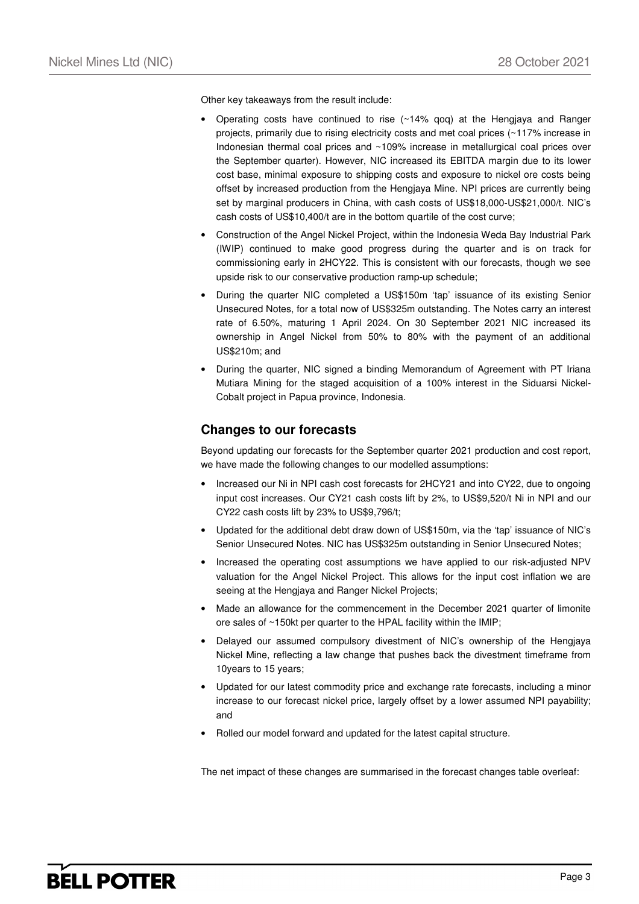Other key takeaways from the result include:

- Operating costs have continued to rise (~14% qoq) at the Hengjaya and Ranger projects, primarily due to rising electricity costs and met coal prices (~117% increase in Indonesian thermal coal prices and ~109% increase in metallurgical coal prices over the September quarter). However, NIC increased its EBITDA margin due to its lower cost base, minimal exposure to shipping costs and exposure to nickel ore costs being offset by increased production from the Hengjaya Mine. NPI prices are currently being set by marginal producers in China, with cash costs of US$18,000-US$21,000/t. NIC's cash costs of US$10,400/t are in the bottom quartile of the cost curve;
- Construction of the Angel Nickel Project, within the Indonesia Weda Bay Industrial Park (IWIP) continued to make good progress during the quarter and is on track for commissioning early in 2HCY22. This is consistent with our forecasts, though we see upside risk to our conservative production ramp-up schedule;
- During the quarter NIC completed a US$150m 'tap' issuance of its existing Senior Unsecured Notes, for a total now of US$325m outstanding. The Notes carry an interest rate of 6.50%, maturing 1 April 2024. On 30 September 2021 NIC increased its ownership in Angel Nickel from 50% to 80% with the payment of an additional US$210m; and
- During the quarter, NIC signed a binding Memorandum of Agreement with PT Iriana Mutiara Mining for the staged acquisition of a 100% interest in the Siduarsi Nickel-Cobalt project in Papua province, Indonesia.

## Changes to our forecasts

Beyond updating our forecasts for the September quarter 2021 production and cost report, we have made the following changes to our modelled assumptions:

- Increased our Ni in NPI cash cost forecasts for 2HCY21 and into CY22, due to ongoing input cost increases. Our CY21 cash costs lift by 2%, to US$9,520/t Ni in NPI and our CY22 cash costs lift by 23% to US$9,796/t;
- Updated for the additional debt draw down of US$150m, via the 'tap' issuance of NIC's Senior Unsecured Notes. NIC has US$325m outstanding in Senior Unsecured Notes;
- Increased the operating cost assumptions we have applied to our risk-adjusted NPV valuation for the Angel Nickel Project. This allows for the input cost inflation we are seeing at the Hengjaya and Ranger Nickel Projects;
- Made an allowance for the commencement in the December 2021 quarter of limonite ore sales of ~150kt per quarter to the HPAL facility within the IMIP;
- Delayed our assumed compulsory divestment of NIC's ownership of the Hengjaya Nickel Mine, reflecting a law change that pushes back the divestment timeframe from 10years to 15 years;
- Updated for our latest commodity price and exchange rate forecasts, including a minor increase to our forecast nickel price, largely offset by a lower assumed NPI payability; and
- Rolled our model forward and updated for the latest capital structure.

The net impact of these changes are summarised in the forecast changes table overleaf: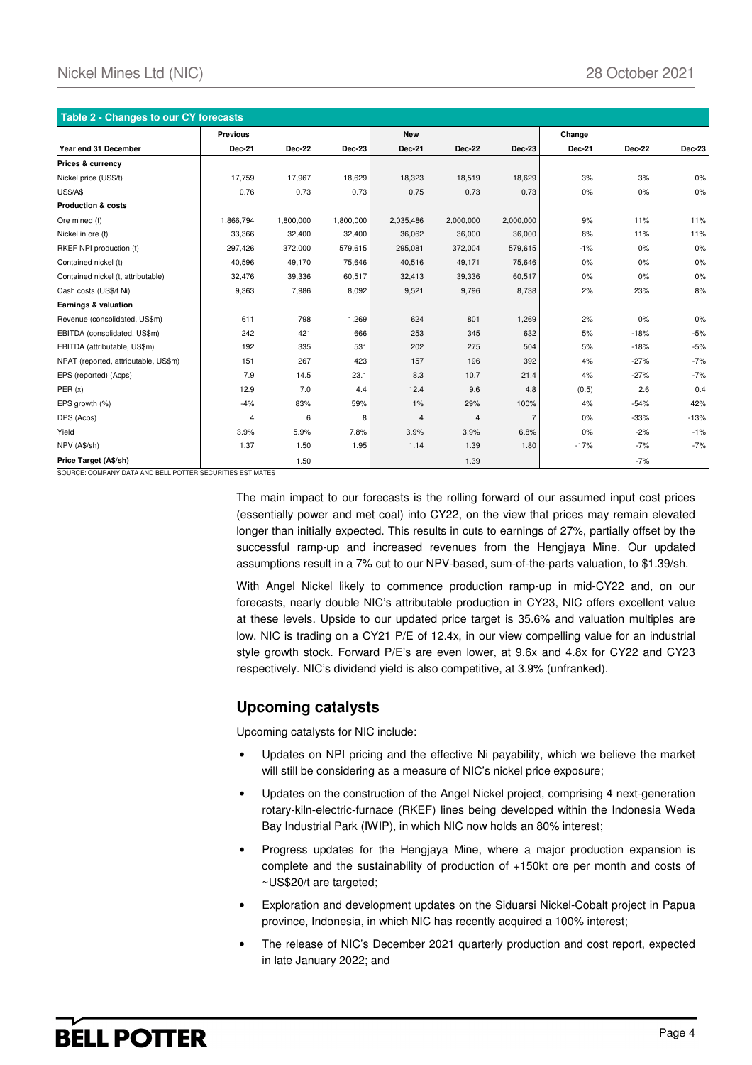**Table 2 - Changes to our CY forecasts**

| Year end 31 December | Previous | | | New | | | Change | | |
|---|---|---|---|---|---|---|---|---|---|
| | Dec-21 | Dec-22 | Dec-23 | Dec-21 | Dec-22 | Dec-23 | Dec-21 | Dec-22 | Dec-23 |
| **Prices & currency** | | | | | | | | | |
| Nickel price (US$/t) | 17,759 | 17,967 | 18,629 | 18,323 | 18,519 | 18,629 | 3% | 3% | 0% |
| US$/A$ | 0.76 | 0.73 | 0.73 | 0.75 | 0.73 | 0.73 | 0% | 0% | 0% |
| **Production & costs** | | | | | | | | | |
| Ore mined (t) | 1,866,794 | 1,800,000 | 1,800,000 | 2,035,486 | 2,000,000 | 2,000,000 | 9% | 11% | 11% |
| Nickel in ore (t) | 33,366 | 32,400 | 32,400 | 36,062 | 36,000 | 36,000 | 8% | 11% | 11% |
| RKEF NPI production (t) | 297,426 | 372,000 | 579,615 | 295,081 | 372,004 | 579,615 | -1% | 0% | 0% |
| Contained nickel (t) | 40,596 | 49,170 | 75,646 | 40,516 | 49,171 | 75,646 | 0% | 0% | 0% |
| Contained nickel (t, attributable) | 32,476 | 39,336 | 60,517 | 32,413 | 39,336 | 60,517 | 0% | 0% | 0% |
| Cash costs (US$/t Ni) | 9,363 | 7,986 | 8,092 | 9,521 | 9,796 | 8,738 | 2% | 23% | 8% |
| **Earnings & valuation** | | | | | | | | | |
| Revenue (consolidated, US$m) | 611 | 798 | 1,269 | 624 | 801 | 1,269 | 2% | 0% | 0% |
| EBITDA (consolidated, US$m) | 242 | 421 | 666 | 253 | 345 | 632 | 5% | -18% | -5% |
| EBITDA (attributable, US$m) | 192 | 335 | 531 | 202 | 275 | 504 | 5% | -18% | -5% |
| NPAT (reported, attributable, US$m) | 151 | 267 | 423 | 157 | 196 | 392 | 4% | -27% | -7% |
| EPS (reported) (Acps) | 7.9 | 14.5 | 23.1 | 8.3 | 10.7 | 21.4 | 4% | -27% | -7% |
| PER (x) | 12.9 | 7.0 | 4.4 | 12.4 | 9.6 | 4.8 | (0.5) | 2.6 | 0.4 |
| EPS growth (%) | -4% | 83% | 59% | 1% | 29% | 100% | 4% | -54% | 42% |
| DPS (Acps) | 4 | 6 | 8 | 4 | 4 | 7 | 0% | -33% | -13% |
| Yield | 3.9% | 5.9% | 7.8% | 3.9% | 3.9% | 6.8% | 0% | -2% | -1% |
| NPV (A$/sh) | 1.37 | 1.50 | 1.95 | 1.14 | 1.39 | 1.80 | -17% | -7% | -7% |
| **Price Target (A$/sh)** | | 1.50 | | | 1.39 | | | -7% | |

SOURCE: COMPANY DATA AND BELL POTTER SECURITIES ESTIMATES

The main impact to our forecasts is the rolling forward of our assumed input cost prices (essentially power and met coal) into CY22, on the view that prices may remain elevated longer than initially expected. This results in cuts to earnings of 27%, partially offset by the successful ramp-up and increased revenues from the Hengjaya Mine. Our updated assumptions result in a 7% cut to our NPV-based, sum-of-the-parts valuation, to $1.39/sh.

With Angel Nickel likely to commence production ramp-up in mid-CY22 and, on our forecasts, nearly double NIC's attributable production in CY23, NIC offers excellent value at these levels. Upside to our updated price target is 35.6% and valuation multiples are low. NIC is trading on a CY21 P/E of 12.4x, in our view compelling value for an industrial style growth stock. Forward P/E's are even lower, at 9.6x and 4.8x for CY22 and CY23 respectively. NIC's dividend yield is also competitive, at 3.9% (unfranked).

## Upcoming catalysts

Upcoming catalysts for NIC include:

- Updates on NPI pricing and the effective Ni payability, which we believe the market will still be considering as a measure of NIC's nickel price exposure;
- Updates on the construction of the Angel Nickel project, comprising 4 next-generation rotary-kiln-electric-furnace (RKEF) lines being developed within the Indonesia Weda Bay Industrial Park (IWIP), in which NIC now holds an 80% interest;
- Progress updates for the Hengjaya Mine, where a major production expansion is complete and the sustainability of production of +150kt ore per month and costs of ~US$20/t are targeted;
- Exploration and development updates on the Siduarsi Nickel-Cobalt project in Papua province, Indonesia, in which NIC has recently acquired a 100% interest;
- The release of NIC's December 2021 quarterly production and cost report, expected in late January 2022; and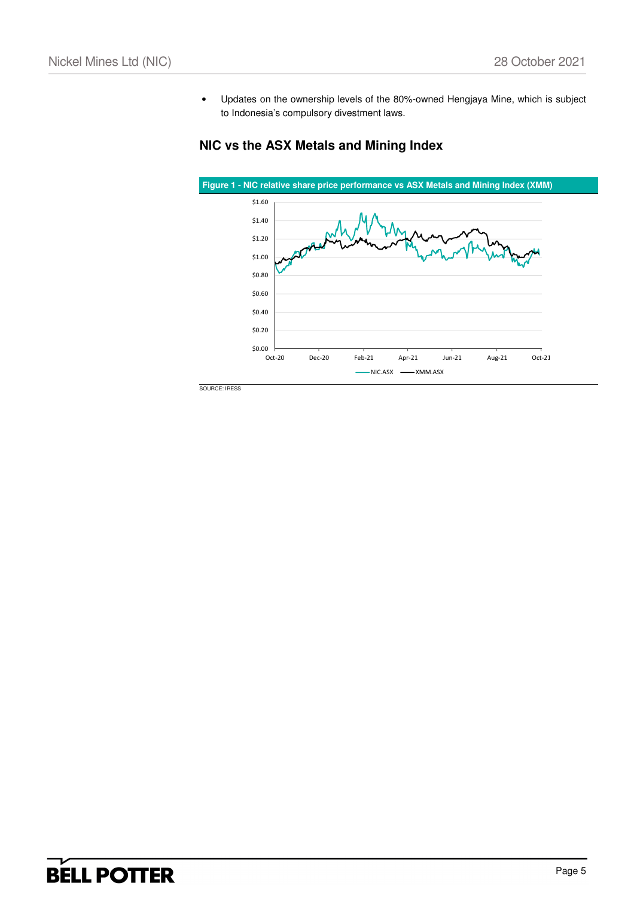- Updates on the ownership levels of the 80%-owned Hengjaya Mine, which is subject to Indonesia's compulsory divestment laws.

## NIC vs the ASX Metals and Mining Index

**Figure 1 - NIC relative share price performance vs ASX Metals and Mining Index (XMM)**

SOURCE: IRESS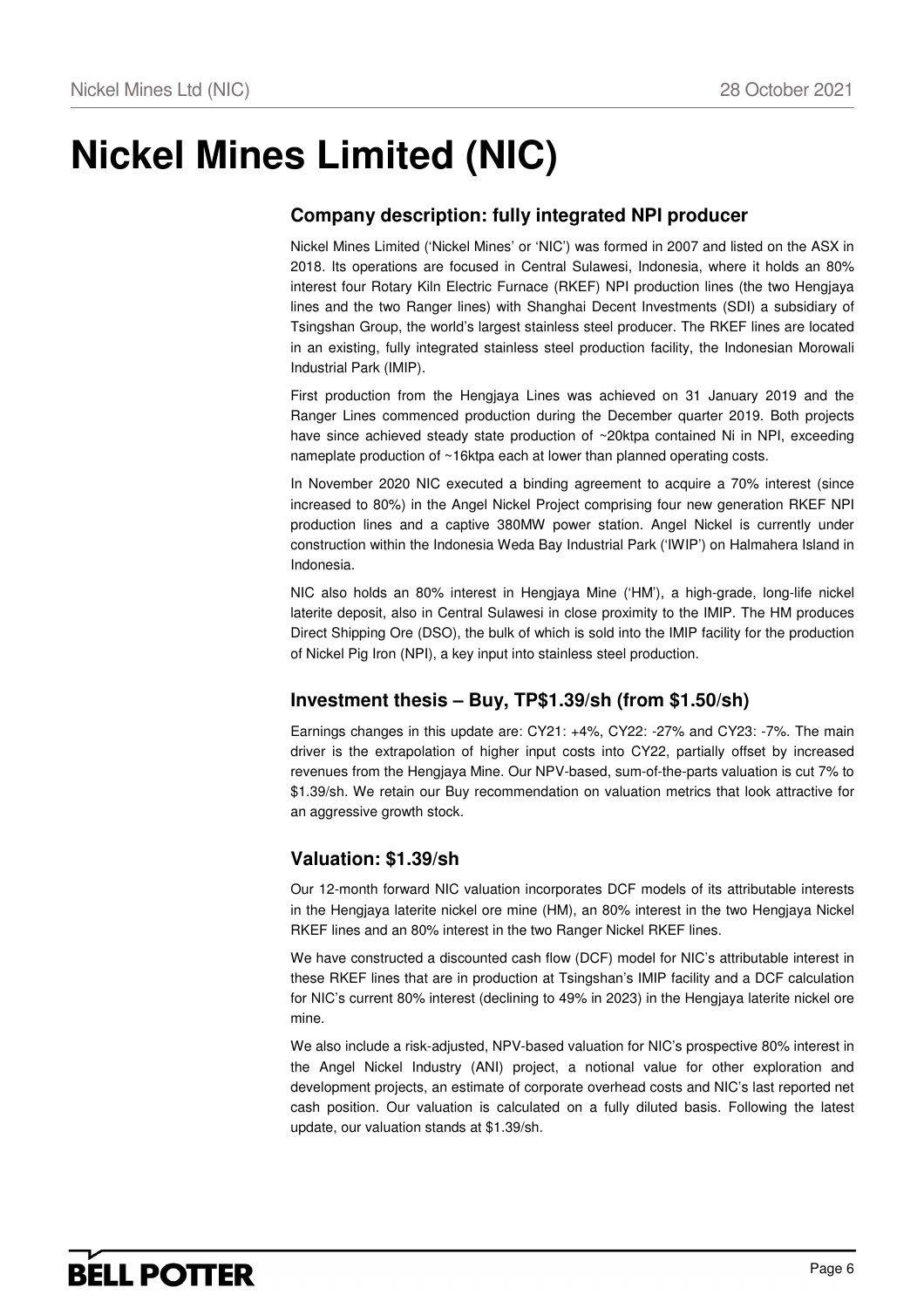# Nickel Mines Limited (NIC)

## Company description: fully integrated NPI producer

Nickel Mines Limited ('Nickel Mines' or 'NIC') was formed in 2007 and listed on the ASX in 2018. Its operations are focused in Central Sulawesi, Indonesia, where it holds an 80% interest four Rotary Kiln Electric Furnace (RKEF) NPI production lines (the two Hengjaya lines and the two Ranger lines) with Shanghai Decent Investments (SDI) a subsidiary of Tsingshan Group, the world's largest stainless steel producer. The RKEF lines are located in an existing, fully integrated stainless steel production facility, the Indonesian Morowali Industrial Park (IMIP).

First production from the Hengjaya Lines was achieved on 31 January 2019 and the Ranger Lines commenced production during the December quarter 2019. Both projects have since achieved steady state production of ~20ktpa contained Ni in NPI, exceeding nameplate production of ~16ktpa each at lower than planned operating costs.

In November 2020 NIC executed a binding agreement to acquire a 70% interest (since increased to 80%) in the Angel Nickel Project comprising four new generation RKEF NPI production lines and a captive 380MW power station. Angel Nickel is currently under construction within the Indonesia Weda Bay Industrial Park ('IWIP') on Halmahera Island in Indonesia.

NIC also holds an 80% interest in Hengjaya Mine ('HM'), a high-grade, long-life nickel laterite deposit, also in Central Sulawesi in close proximity to the IMIP. The HM produces Direct Shipping Ore (DSO), the bulk of which is sold into the IMIP facility for the production of Nickel Pig Iron (NPI), a key input into stainless steel production.

## Investment thesis – Buy, TP$1.39/sh (from $1.50/sh)

Earnings changes in this update are: CY21: +4%, CY22: -27% and CY23: -7%. The main driver is the extrapolation of higher input costs into CY22, partially offset by increased revenues from the Hengjaya Mine. Our NPV-based, sum-of-the-parts valuation is cut 7% to $1.39/sh. We retain our Buy recommendation on valuation metrics that look attractive for an aggressive growth stock.

## Valuation: $1.39/sh

Our 12-month forward NIC valuation incorporates DCF models of its attributable interests in the Hengjaya laterite nickel ore mine (HM), an 80% interest in the two Hengjaya Nickel RKEF lines and an 80% interest in the two Ranger Nickel RKEF lines.

We have constructed a discounted cash flow (DCF) model for NIC's attributable interest in these RKEF lines that are in production at Tsingshan's IMIP facility and a DCF calculation for NIC's current 80% interest (declining to 49% in 2023) in the Hengjaya laterite nickel ore mine.

We also include a risk-adjusted, NPV-based valuation for NIC's prospective 80% interest in the Angel Nickel Industry (ANI) project, a notional value for other exploration and development projects, an estimate of corporate overhead costs and NIC's last reported net cash position. Our valuation is calculated on a fully diluted basis. Following the latest update, our valuation stands at $1.39/sh.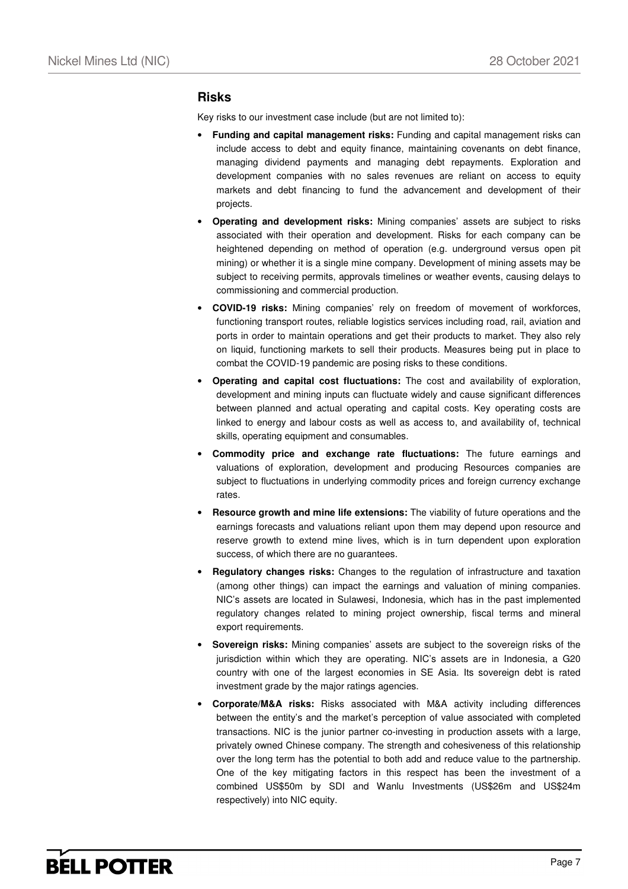## Risks

Key risks to our investment case include (but are not limited to):

- **Funding and capital management risks:** Funding and capital management risks can include access to debt and equity finance, maintaining covenants on debt finance, managing dividend payments and managing debt repayments. Exploration and development companies with no sales revenues are reliant on access to equity markets and debt financing to fund the advancement and development of their projects.
- **Operating and development risks:** Mining companies' assets are subject to risks associated with their operation and development. Risks for each company can be heightened depending on method of operation (e.g. underground versus open pit mining) or whether it is a single mine company. Development of mining assets may be subject to receiving permits, approvals timelines or weather events, causing delays to commissioning and commercial production.
- **COVID-19 risks:** Mining companies' rely on freedom of movement of workforces, functioning transport routes, reliable logistics services including road, rail, aviation and ports in order to maintain operations and get their products to market. They also rely on liquid, functioning markets to sell their products. Measures being put in place to combat the COVID-19 pandemic are posing risks to these conditions.
- **Operating and capital cost fluctuations:** The cost and availability of exploration, development and mining inputs can fluctuate widely and cause significant differences between planned and actual operating and capital costs. Key operating costs are linked to energy and labour costs as well as access to, and availability of, technical skills, operating equipment and consumables.
- **Commodity price and exchange rate fluctuations:** The future earnings and valuations of exploration, development and producing Resources companies are subject to fluctuations in underlying commodity prices and foreign currency exchange rates.
- **Resource growth and mine life extensions:** The viability of future operations and the earnings forecasts and valuations reliant upon them may depend upon resource and reserve growth to extend mine lives, which is in turn dependent upon exploration success, of which there are no guarantees.
- **Regulatory changes risks:** Changes to the regulation of infrastructure and taxation (among other things) can impact the earnings and valuation of mining companies. NIC's assets are located in Sulawesi, Indonesia, which has in the past implemented regulatory changes related to mining project ownership, fiscal terms and mineral export requirements.
- **Sovereign risks:** Mining companies' assets are subject to the sovereign risks of the jurisdiction within which they are operating. NIC's assets are in Indonesia, a G20 country with one of the largest economies in SE Asia. Its sovereign debt is rated investment grade by the major ratings agencies.
- **Corporate/M&A risks:** Risks associated with M&A activity including differences between the entity's and the market's perception of value associated with completed transactions. NIC is the junior partner co-investing in production assets with a large, privately owned Chinese company. The strength and cohesiveness of this relationship over the long term has the potential to both add and reduce value to the partnership. One of the key mitigating factors in this respect has been the investment of a combined US$50m by SDI and Wanlu Investments (US$26m and US$24m respectively) into NIC equity.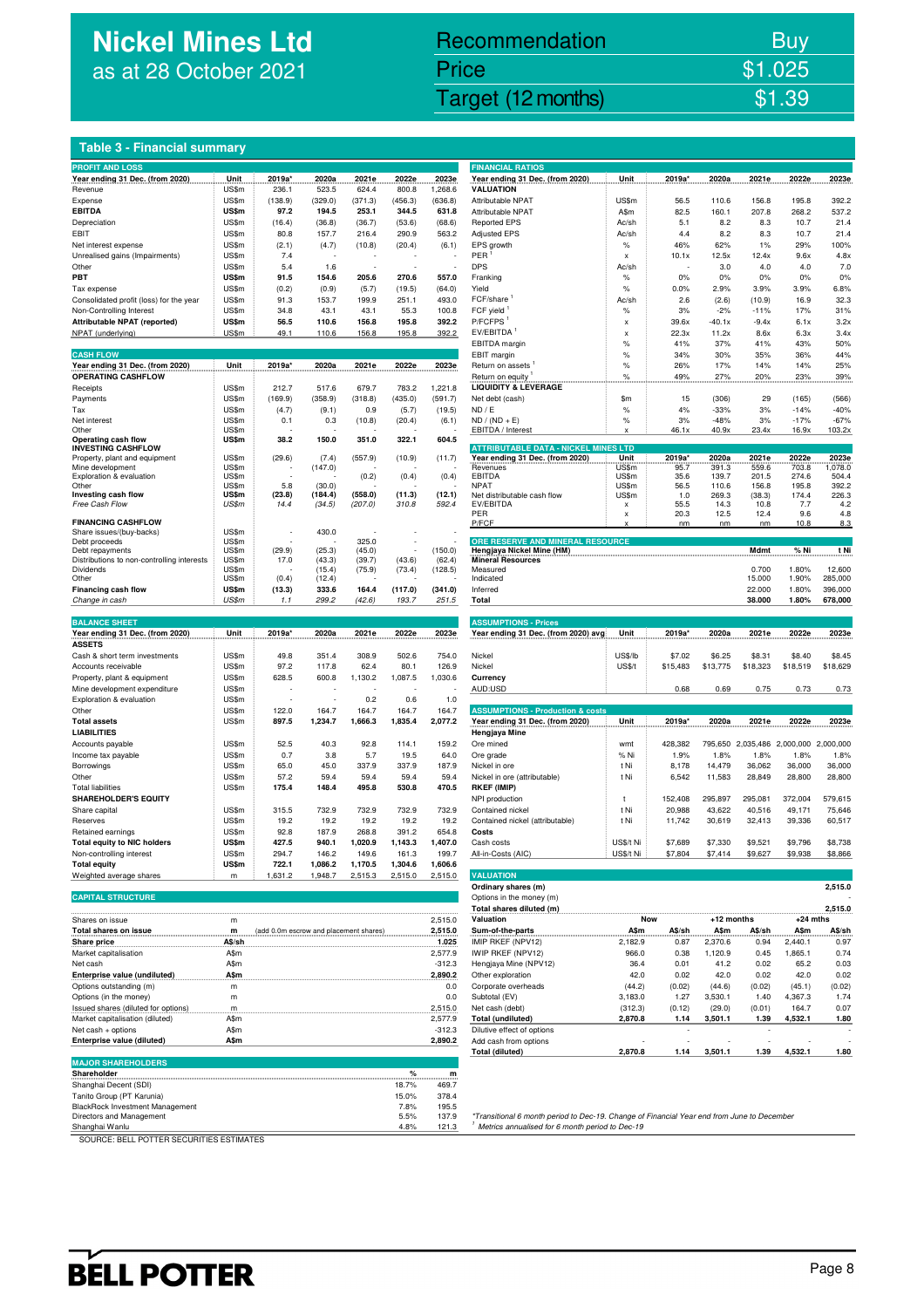# Nickel Mines Ltd
as at 28 October 2021

| Recommendation | Buy |
|---|---|
| Price | $1.025 |
| Target (12 months) | $1.39 |

## Table 3 - Financial summary

### PROFIT AND LOSS

| Year ending 31 Dec. (from 2020) | Unit | 2019a* | 2020a | 2021e | 2022e | 2023e |
|---|---|---|---|---|---|---|
| Revenue | US$m | 236.1 | 523.5 | 624.4 | 800.8 | 1,268.6 |
| Expense | US$m | (138.9) | (329.0) | (371.3) | (456.3) | (636.8) |
| **EBITDA** | **US$m** | **97.2** | **194.5** | **253.1** | **344.5** | **631.8** |
| Depreciation | US$m | (16.4) | (36.8) | (36.7) | (53.6) | (68.6) |
| EBIT | US$m | 80.8 | 157.7 | 216.4 | 290.9 | 563.2 |
| Net interest expense | US$m | (2.1) | (4.7) | (10.8) | (20.4) | (6.1) |
| Unrealised gains (Impairments) | US$m | 7.4 | - | - | - | - |
| Other | US$m | 5.4 | 1.6 | - | - | - |
| **PBT** | **US$m** | **91.5** | **154.6** | **205.6** | **270.6** | **557.0** |
| Tax expense | US$m | (0.2) | (0.9) | (5.7) | (19.5) | (64.0) |
| Consolidated profit (loss) for the year | US$m | 91.3 | 153.7 | 199.9 | 251.1 | 493.0 |
| Non-Controlling Interest | US$m | 34.8 | 43.1 | 43.1 | 55.3 | 100.8 |
| **Attributable NPAT (reported)** | **US$m** | **56.5** | **110.6** | **156.8** | **195.8** | **392.2** |
| NPAT (underlying) | US$m | 49.1 | 110.6 | 156.8 | 195.8 | 392.2 |

### CASH FLOW

| Year ending 31 Dec. (from 2020) | Unit | 2019a* | 2020a | 2021e | 2022e | 2023e |
|---|---|---|---|---|---|---|
| **OPERATING CASHFLOW** | | | | | | |
| Receipts | US$m | 212.7 | 517.6 | 679.7 | 783.2 | 1,221.8 |
| Payments | US$m | (169.9) | (358.9) | (318.8) | (435.0) | (591.7) |
| Tax | US$m | (4.7) | (9.1) | 0.9 | (5.7) | (19.5) |
| Net interest | US$m | 0.1 | 0.3 | (10.8) | (20.4) | (6.1) |
| Other | US$m | - | - | - | - | - |
| **Operating cash flow** | **US$m** | **38.2** | **150.0** | **351.0** | **322.1** | **604.5** |
| **INVESTING CASHFLOW** | | | | | | |
| Property, plant and equipment | US$m | (29.6) | (7.4) | (557.9) | (10.9) | (11.7) |
| Mine development | US$m | - | (147.0) | - | - | - |
| Exploration & evaluation | US$m | - | - | (0.2) | (0.4) | (0.4) |
| Other | US$m | 5.8 | (30.0) | - | - | - |
| **Investing cash flow** | **US$m** | **(23.8)** | **(184.4)** | **(558.0)** | **(11.3)** | **(12.1)** |
| *Free Cash Flow* | *US$m* | *14.4* | *(34.5)* | *(207.0)* | *310.8* | *592.4* |
| **FINANCING CASHFLOW** | | | | | | |
| Share issues/(buy-backs) | US$m | - | 430.0 | - | - | - |
| Debt proceeds | US$m | - | - | 325.0 | - | - |
| Debt repayments | US$m | (29.9) | (25.3) | (45.0) | - | (150.0) |
| Distributions to non-controlling interests | US$m | 17.0 | (43.3) | (39.7) | (43.6) | (62.4) |
| Dividends | US$m | - | (15.4) | (75.9) | (73.4) | (128.5) |
| Other | US$m | (0.4) | (12.4) | - | - | - |
| **Financing cash flow** | **US$m** | **(13.3)** | **333.6** | **164.4** | **(117.0)** | **(341.0)** |
| *Change in cash* | *US$m* | *1.1* | *299.2* | *(42.6)* | *193.7* | *251.5* |

### BALANCE SHEET

| Year ending 31 Dec. (from 2020) | Unit | 2019a* | 2020a | 2021e | 2022e | 2023e |
|---|---|---|---|---|---|---|
| **ASSETS** | | | | | | |
| Cash & short term investments | US$m | 49.8 | 351.4 | 308.9 | 502.6 | 754.0 |
| Accounts receivable | US$m | 97.2 | 117.8 | 62.4 | 80.1 | 126.9 |
| Property, plant & equipment | US$m | 628.5 | 600.8 | 1,130.2 | 1,087.5 | 1,030.6 |
| Mine development expenditure | US$m | - | - | - | - | - |
| Exploration & evaluation | US$m | - | - | 0.2 | 0.6 | 1.0 |
| Other | US$m | 122.0 | 164.7 | 164.7 | 164.7 | 164.7 |
| **Total assets** | **US$m** | **897.5** | **1,234.7** | **1,666.3** | **1,835.4** | **2,077.2** |
| **LIABILITIES** | | | | | | |
| Accounts payable | US$m | 52.5 | 40.3 | 92.8 | 114.1 | 159.2 |
| Income tax payable | US$m | 0.7 | 3.8 | 5.7 | 19.5 | 64.0 |
| Borrowings | US$m | 65.0 | 45.0 | 337.9 | 337.9 | 187.9 |
| Other | US$m | 57.2 | 59.4 | 59.4 | 59.4 | 59.4 |
| Total liabilities | US$m | 175.4 | 148.4 | 495.8 | 530.8 | 470.5 |
| **SHAREHOLDER'S EQUITY** | | | | | | |
| Share capital | US$m | 315.5 | 732.9 | 732.9 | 732.9 | 732.9 |
| Reserves | US$m | 19.2 | 19.2 | 19.2 | 19.2 | 19.2 |
| Retained earnings | US$m | 92.8 | 187.9 | 268.8 | 391.2 | 654.8 |
| **Total equity to NIC holders** | **US$m** | **427.5** | **940.1** | **1,020.9** | **1,143.3** | **1,407.0** |
| Non-controlling interest | US$m | 294.7 | 146.2 | 149.6 | 161.3 | 199.7 |
| **Total equity** | **US$m** | **722.1** | **1,086.2** | **1,170.5** | **1,304.6** | **1,606.6** |
| Weighted average shares | m | 1,631.2 | 1,948.7 | 2,515.3 | 2,515.0 | 2,515.0 |

### CAPITAL STRUCTURE

| | | | |
|---|---|---|---|
| Shares on issue | m | | 2,515.0 |
| **Total shares on issue** | **m** | (add 0.0m escrow and placement shares) | **2,515.0** |
| **Share price** | **A$/sh** | | **1.025** |
| Market capitalisation | A$m | | 2,577.9 |
| Net cash | A$m | | -312.3 |
| **Enterprise value (undiluted)** | **A$m** | | **2,890.2** |
| Options outstanding (m) | m | | 0.0 |
| Options (in the money) | m | | 0.0 |
| Issued shares (diluted for options) | m | | 2,515.0 |
| Market capitalisation (diluted) | A$m | | 2,577.9 |
| Net cash + options | A$m | | -312.3 |
| **Enterprise value (diluted)** | **A$m** | | **2,890.2** |

### MAJOR SHAREHOLDERS

| Shareholder | % | m |
|---|---|---|
| Shanghai Decent (SDI) | 18.7% | 469.7 |
| Tanito Group (PT Karunia) | 15.0% | 378.4 |
| BlackRock Investment Management | 7.8% | 195.5 |
| Directors and Management | 5.5% | 137.9 |
| Shanghai Wanlu | 4.8% | 121.3 |

### FINANCIAL RATIOS

| Year ending 31 Dec. (from 2020) | Unit | 2019a* | 2020a | 2021e | 2022e | 2023e |
|---|---|---|---|---|---|---|
| **VALUATION** | | | | | | |
| Attributable NPAT | US$m | 56.5 | 110.6 | 156.8 | 195.8 | 392.2 |
| Attributable NPAT | A$m | 82.5 | 160.1 | 207.8 | 268.2 | 537.2 |
| Reported EPS | Ac/sh | 5.1 | 8.2 | 8.3 | 10.7 | 21.4 |
| Adjusted EPS | Ac/sh | 4.4 | 8.2 | 8.3 | 10.7 | 21.4 |
| EPS growth | % | 46% | 62% | 1% | 29% | 100% |
| PER [1] | x | 10.1x | 12.5x | 12.4x | 9.6x | 4.8x |
| DPS | Ac/sh | - | 3.0 | 4.0 | 4.0 | 7.0 |
| Franking | % | 0% | 0% | 0% | 0% | 0% |
| Yield | % | 0.0% | 2.9% | 3.9% | 3.9% | 6.8% |
| FCF/share [1] | Ac/sh | 2.6 | (2.6) | (10.9) | 16.9 | 32.3 |
| FCF yield [1] | % | 3% | -2% | -11% | 17% | 31% |
| P/FCFPS [1] | x | 39.6x | -40.1x | -9.4x | 6.1x | 3.2x |
| EV/EBITDA [1] | x | 22.3x | 11.2x | 8.6x | 6.3x | 3.4x |
| EBITDA margin | % | 41% | 37% | 41% | 43% | 50% |
| EBIT margin | % | 34% | 30% | 35% | 36% | 44% |
| Return on assets [1] | % | 26% | 17% | 14% | 14% | 25% |
| Return on equity [1] | % | 49% | 27% | 20% | 23% | 39% |
| **LIQUIDITY & LEVERAGE** | | | | | | |
| Net debt (cash) | $m | 15 | (306) | 29 | (165) | (566) |
| ND / E | % | 4% | -33% | 3% | -14% | -40% |
| ND / (ND + E) | % | 3% | -48% | 3% | -17% | -67% |
| EBITDA / Interest | x | 46.1x | 40.9x | 23.4x | 16.9x | 103.2x |

### ATTRIBUTABLE DATA - NICKEL MINES LTD

| Year ending 31 Dec. (from 2020) | Unit | 2019a* | 2020a | 2021e | 2022e | 2023e |
|---|---|---|---|---|---|---|
| Revenues | US$m | 95.7 | 391.3 | 559.6 | 703.8 | 1,078.0 |
| EBITDA | US$m | 35.6 | 139.7 | 201.5 | 274.6 | 504.4 |
| NPAT | US$m | 56.5 | 110.6 | 156.8 | 195.8 | 392.2 |
| Net distributable cash flow | US$m | 1.0 | 269.3 | (38.3) | 174.4 | 226.3 |
| EV/EBITDA | x | 55.5 | 14.3 | 10.8 | 7.7 | 4.2 |
| PER | x | 20.3 | 12.5 | 12.4 | 9.6 | 4.8 |
| P/FCF | x | nm | nm | nm | 10.8 | 8.3 |

### ORE RESERVE AND MINERAL RESOURCE

| Hengjaya Nickel Mine (HM) | Mdmt | % Ni | t Ni |
|---|---|---|---|
| **Mineral Resources** | | | |
| Measured | 0.700 | 1.80% | 12,600 |
| Indicated | 15.000 | 1.90% | 285,000 |
| Inferred | 22.000 | 1.80% | 396,000 |
| **Total** | **38.000** | **1.80%** | **678,000** |

### ASSUMPTIONS - Prices

| Year ending 31 Dec. (from 2020) avg | Unit | 2019a* | 2020a | 2021e | 2022e | 2023e |
|---|---|---|---|---|---|---|
| Nickel | US$/lb | $7.02 | $6.25 | $8.31 | $8.40 | $8.45 |
| Nickel | US$/t | $15,483 | $13,775 | $18,323 | $18,519 | $18,629 |
| **Currency** | | | | | | |
| AUD:USD | | 0.68 | 0.69 | 0.75 | 0.73 | 0.73 |

### ASSUMPTIONS - Production & costs

| Year ending 31 Dec. (from 2020) | Unit | 2019a* | 2020a | 2021e | 2022e | 2023e |
|---|---|---|---|---|---|---|
| **Hengjaya Mine** | | | | | | |
| Ore mined | wmt | 428,382 | 795,650 | 2,035,486 | 2,000,000 | 2,000,000 |
| Ore grade | % Ni | 1.9% | 1.8% | 1.8% | 1.8% | 1.8% |
| Nickel in ore | t Ni | 8,178 | 14,479 | 36,062 | 36,000 | 36,000 |
| Nickel in ore (attributable) | t Ni | 6,542 | 11,583 | 28,849 | 28,800 | 28,800 |
| **RKEF (IMIP)** | | | | | | |
| NPI production | t | 152,408 | 295,897 | 295,081 | 372,004 | 579,615 |
| Contained nickel | t Ni | 20,988 | 43,622 | 40,516 | 49,171 | 75,646 |
| Contained nickel (attributable) | t Ni | 11,742 | 30,619 | 32,413 | 39,336 | 60,517 |
| **Costs** | | | | | | |
| Cash costs | US$/t Ni | $7,689 | $7,330 | $9,521 | $9,796 | $8,738 |
| All-in-Costs (AIC) | US$/t Ni | $7,804 | $7,414 | $9,627 | $9,938 | $8,866 |

### VALUATION

| | | | | | | |
|---|---|---|---|---|---|---|
| Ordinary shares (m) | | | | | | 2,515.0 |
| Options in the money (m) | | | | | | - |
| Total shares diluted (m) | | | | | | 2,515.0 |
| **Valuation** | **Now** | | **+12 months** | | **+24 mths** | |
| **Sum-of-the-parts** | **A$m** | **A$/sh** | **A$m** | **A$/sh** | **A$m** | **A$/sh** |
| IMIP RKEF (NPV12) | 2,182.9 | 0.87 | 2,370.6 | 0.94 | 2,440.1 | 0.97 |
| IWIP RKEF (NPV12) | 966.0 | 0.38 | 1,120.9 | 0.45 | 1,865.1 | 0.74 |
| Hengjaya Mine (NPV12) | 36.4 | 0.01 | 41.2 | 0.02 | 65.2 | 0.03 |
| Other exploration | 42.0 | 0.02 | 42.0 | 0.02 | 42.0 | 0.02 |
| Corporate overheads | (44.2) | (0.02) | (44.6) | (0.02) | (45.1) | (0.02) |
| Subtotal (EV) | 3,183.0 | 1.27 | 3,530.1 | 1.40 | 4,367.3 | 1.74 |
| Net cash (debt) | (312.3) | (0.12) | (29.0) | (0.01) | 164.7 | 0.07 |
| **Total (undiluted)** | **2,870.8** | **1.14** | **3,501.1** | **1.39** | **4,532.1** | **1.80** |
| Dilutive effect of options | | - | | - | | - |
| Add cash from options | - | - | - | - | - | - |
| **Total (diluted)** | **2,870.8** | **1.14** | **3,501.1** | **1.39** | **4,532.1** | **1.80** |

*Transitional 6 month period to Dec-19. Change of Financial Year end from June to December

[1] Metrics annualised for 6 month period to Dec-19

SOURCE: BELL POTTER SECURITIES ESTIMATES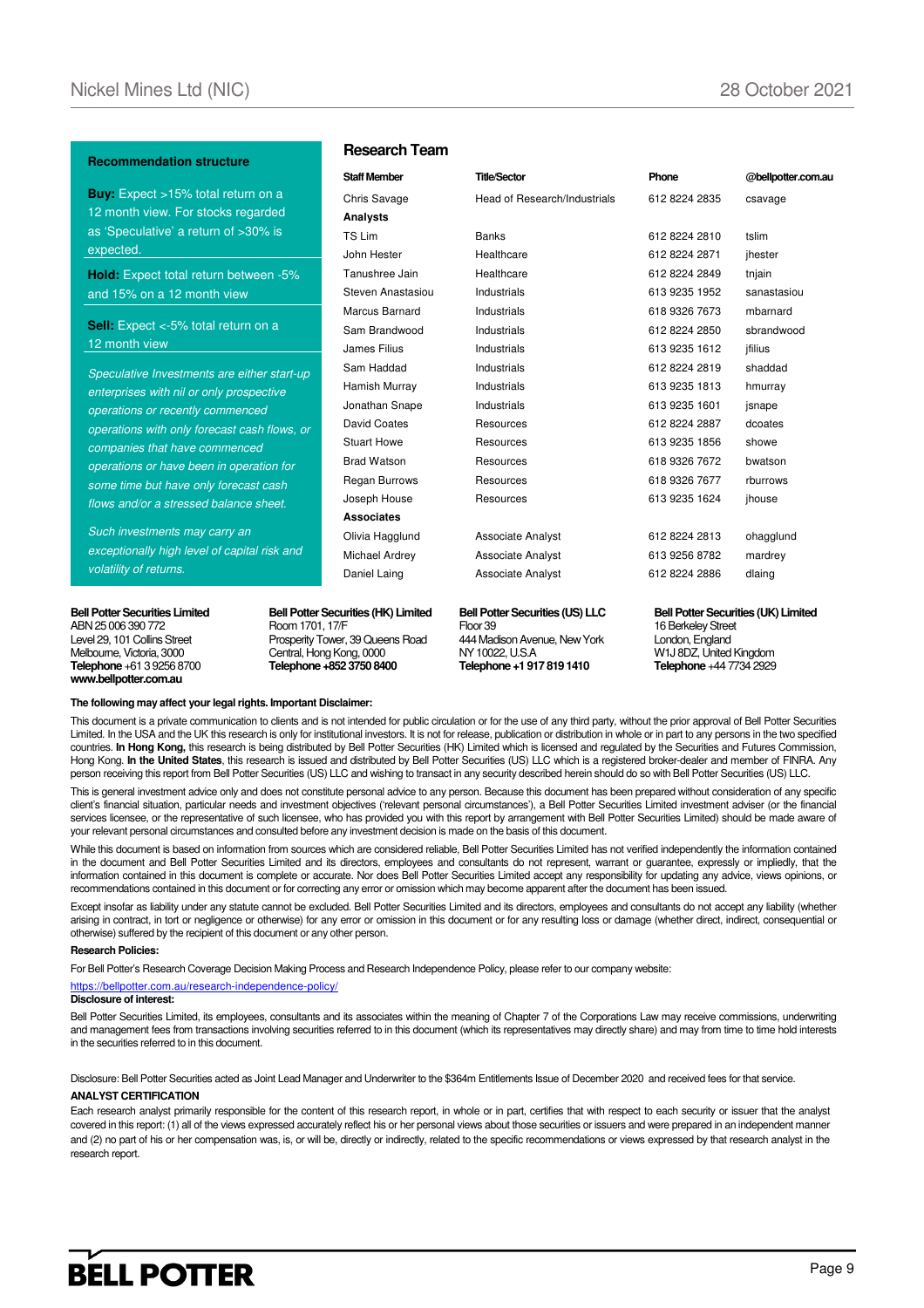### Recommendation structure

**Buy:** Expect >15% total return on a 12 month view. For stocks regarded as 'Speculative' a return of >30% is expected.

**Hold:** Expect total return between -5% and 15% on a 12 month view

**Sell:** Expect <-5% total return on a 12 month view

*Speculative Investments are either start-up enterprises with nil or only prospective operations or recently commenced operations with only forecast cash flows, or companies that have commenced operations or have been in operation for some time but have only forecast cash flows and/or a stressed balance sheet.*

*Such investments may carry an exceptionally high level of capital risk and volatility of returns.*

## Research Team

| Staff Member | Title/Sector | Phone | @bellpotter.com.au |
|---|---|---|---|
| Chris Savage | Head of Research/Industrials | 612 8224 2835 | csavage |
| **Analysts** | | | |
| TS Lim | Banks | 612 8224 2810 | tslim |
| John Hester | Healthcare | 612 8224 2871 | jhester |
| Tanushree Jain | Healthcare | 612 8224 2849 | tnjain |
| Steven Anastasiou | Industrials | 613 9235 1952 | sanastasiou |
| Marcus Barnard | Industrials | 618 9326 7673 | mbarnard |
| Sam Brandwood | Industrials | 612 8224 2850 | sbrandwood |
| James Filius | Industrials | 613 9235 1612 | jfilius |
| Sam Haddad | Industrials | 612 8224 2819 | shaddad |
| Hamish Murray | Industrials | 613 9235 1813 | hmurray |
| Jonathan Snape | Industrials | 613 9235 1601 | jsnape |
| David Coates | Resources | 612 8224 2887 | dcoates |
| Stuart Howe | Resources | 613 9235 1856 | showe |
| Brad Watson | Resources | 618 9326 7672 | bwatson |
| Regan Burrows | Resources | 618 9326 7677 | rburrows |
| Joseph House | Resources | 613 9235 1624 | jhouse |
| **Associates** | | | |
| Olivia Hagglund | Associate Analyst | 612 8224 2813 | ohagglund |
| Michael Ardrey | Associate Analyst | 613 9256 8782 | mardrey |
| Daniel Laing | Associate Analyst | 612 8224 2886 | dlaing |

**Bell Potter Securities Limited**
ABN 25 006 390 772
Level 29, 101 Collins Street
Melbourne, Victoria, 3000
**Telephone** +61 3 9256 8700
**www.bellpotter.com.au**

**Bell Potter Securities (HK) Limited**
Room 1701, 17/F
Prosperity Tower, 39 Queens Road
Central, Hong Kong, 0000
**Telephone +852 3750 8400**

**Bell Potter Securities (US) LLC**
Floor 39
444 Madison Avenue, New York
NY 10022, U.S.A
**Telephone +1 917 819 1410**

**Bell Potter Securities (UK) Limited**
16 Berkeley Street
London, England
W1J 8DZ, United Kingdom
**Telephone** +44 7734 2929

**The following may affect your legal rights. Important Disclaimer:**

This document is a private communication to clients and is not intended for public circulation or for the use of any third party, without the prior approval of Bell Potter Securities Limited. In the USA and the UK this research is only for institutional investors. It is not for release, publication or distribution in whole or in part to any persons in the two specified countries. **In Hong Kong,** this research is being distributed by Bell Potter Securities (HK) Limited which is licensed and regulated by the Securities and Futures Commission, Hong Kong. **In the United States**, this research is issued and distributed by Bell Potter Securities (US) LLC which is a registered broker-dealer and member of FINRA. Any person receiving this report from Bell Potter Securities (US) LLC and wishing to transact in any security described herein should do so with Bell Potter Securities (US) LLC.

This is general investment advice only and does not constitute personal advice to any person. Because this document has been prepared without consideration of any specific client's financial situation, particular needs and investment objectives ('relevant personal circumstances'), a Bell Potter Securities Limited investment adviser (or the financial services licensee, or the representative of such licensee, who has provided you with this report by arrangement with Bell Potter Securities Limited) should be made aware of your relevant personal circumstances and consulted before any investment decision is made on the basis of this document.

While this document is based on information from sources which are considered reliable, Bell Potter Securities Limited has not verified independently the information contained in the document and Bell Potter Securities Limited and its directors, employees and consultants do not represent, warrant or guarantee, expressly or impliedly, that the information contained in this document is complete or accurate. Nor does Bell Potter Securities Limited accept any responsibility for updating any advice, views opinions, or recommendations contained in this document or for correcting any error or omission which may become apparent after the document has been issued.

Except insofar as liability under any statute cannot be excluded. Bell Potter Securities Limited and its directors, employees and consultants do not accept any liability (whether arising in contract, in tort or negligence or otherwise) for any error or omission in this document or for any resulting loss or damage (whether direct, indirect, consequential or otherwise) suffered by the recipient of this document or any other person.

**Research Policies:**

For Bell Potter's Research Coverage Decision Making Process and Research Independence Policy, please refer to our company website:

https://bellpotter.com.au/research-independence-policy/

**Disclosure of interest:**

Bell Potter Securities Limited, its employees, consultants and its associates within the meaning of Chapter 7 of the Corporations Law may receive commissions, underwriting and management fees from transactions involving securities referred to in this document (which its representatives may directly share) and may from time to time hold interests in the securities referred to in this document.

Disclosure: Bell Potter Securities acted as Joint Lead Manager and Underwriter to the $364m Entitlements Issue of December 2020 and received fees for that service.

**ANALYST CERTIFICATION**

Each research analyst primarily responsible for the content of this research report, in whole or in part, certifies that with respect to each security or issuer that the analyst covered in this report: (1) all of the views expressed accurately reflect his or her personal views about those securities or issuers and were prepared in an independent manner and (2) no part of his or her compensation was, is, or will be, directly or indirectly, related to the specific recommendations or views expressed by that research analyst in the research report.